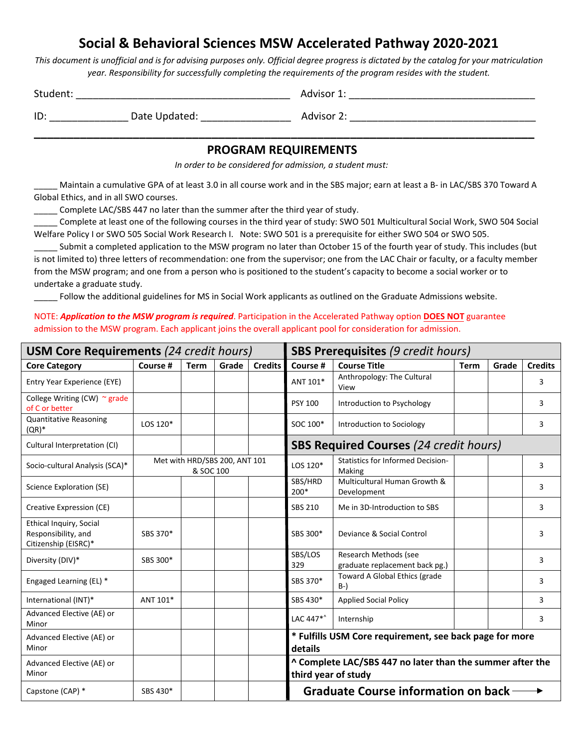# Social & Behavioral Sciences MSW Accelerated Pathway 2020-2021

*This document is unofficial and is for advising purposes only. Official degree progress is dictated by the catalog for your matriculation year. Responsibility for successfully completing the requirements of the program resides with the student.*

Student: ______________________________________ Advisor 1: _________________________________

ID: ______________ Date Updated: ________________ Advisor 2: _________________________________

## PROGRAM REQUIREMENTS

*In order to be considered for admission, a student must:*

_____ Maintain a cumulative GPA of at least 3.0 in all course work and in the SBS major; earn at least a B- in LAC/SBS 370 Toward A Global Ethics, and in all SWO courses.

_____ Complete LAC/SBS 447 no later than the summer after the third year of study.

_____ Complete at least one of the following courses in the third year of study: SWO 501 Multicultural Social Work, SWO 504 Social Welfare Policy I or SWO 505 Social Work Research I. Note: SWO 501 is a prerequisite for either SWO 504 or SWO 505.

_____ Submit a completed application to the MSW program no later than October 15 of the fourth year of study. This includes (but is not limited to) three letters of recommendation: one from the supervisor; one from the LAC Chair or faculty, or a faculty member from the MSW program; and one from a person who is positioned to the student's capacity to become a social worker or to undertake a graduate study.

_____ Follow the additional guidelines for MS in Social Work applicants as outlined on the Graduate Admissions website.

NOTE: ***Application to the MSW program is required***. Participation in the Accelerated Pathway option **DOES NOT** guarantee admission to the MSW program. Each applicant joins the overall applicant pool for consideration for admission.

| **USM Core Requirements** *(24 credit hours)* | | | | |
|---|---|---|---|---|
| **Core Category** | **Course #** | **Term** | **Grade** | **Credits** |
| Entry Year Experience (EYE) | | | | |
| College Writing (CW) ~ grade of C or better | | | | |
| Quantitative Reasoning (QR)* | LOS 120* | | | |
| Cultural Interpretation (CI) | | | | |
| Socio-cultural Analysis (SCA)* | Met with HRD/SBS 200, ANT 101 & SOC 100 | | | |
| Science Exploration (SE) | | | | |
| Creative Expression (CE) | | | | |
| Ethical Inquiry, Social Responsibility, and Citizenship (EISRC)* | SBS 370* | | | |
| Diversity (DIV)* | SBS 300* | | | |
| Engaged Learning (EL) * | | | | |
| International (INT)* | ANT 101* | | | |
| Advanced Elective (AE) or Minor | | | | |
| Advanced Elective (AE) or Minor | | | | |
| Advanced Elective (AE) or Minor | | | | |
| Capstone (CAP) * | SBS 430* | | | |

| **SBS Prerequisites** *(9 credit hours)* | | | | |
|---|---|---|---|---|
| **Course #** | **Course Title** | **Term** | **Grade** | **Credits** |
| ANT 101* | Anthropology: The Cultural View | | | 3 |
| PSY 100 | Introduction to Psychology | | | 3 |
| SOC 100* | Introduction to Sociology | | | 3 |
| **SBS Required Courses** *(24 credit hours)* | | | | |
| LOS 120* | Statistics for Informed Decision-Making | | | 3 |
| SBS/HRD 200* | Multicultural Human Growth & Development | | | 3 |
| SBS 210 | Me in 3D-Introduction to SBS | | | 3 |
| SBS 300* | Deviance & Social Control | | | 3 |
| SBS/LOS 329 | Research Methods (see graduate replacement back pg.) | | | 3 |
| SBS 370* | Toward A Global Ethics (grade B-) | | | 3 |
| SBS 430* | Applied Social Policy | | | 3 |
| LAC 447*^ | Internship | | | 3 |

**\* Fulfills USM Core requirement, see back page for more details**

**^ Complete LAC/SBS 447 no later than the summer after the third year of study**

**Graduate Course information on back ⟶**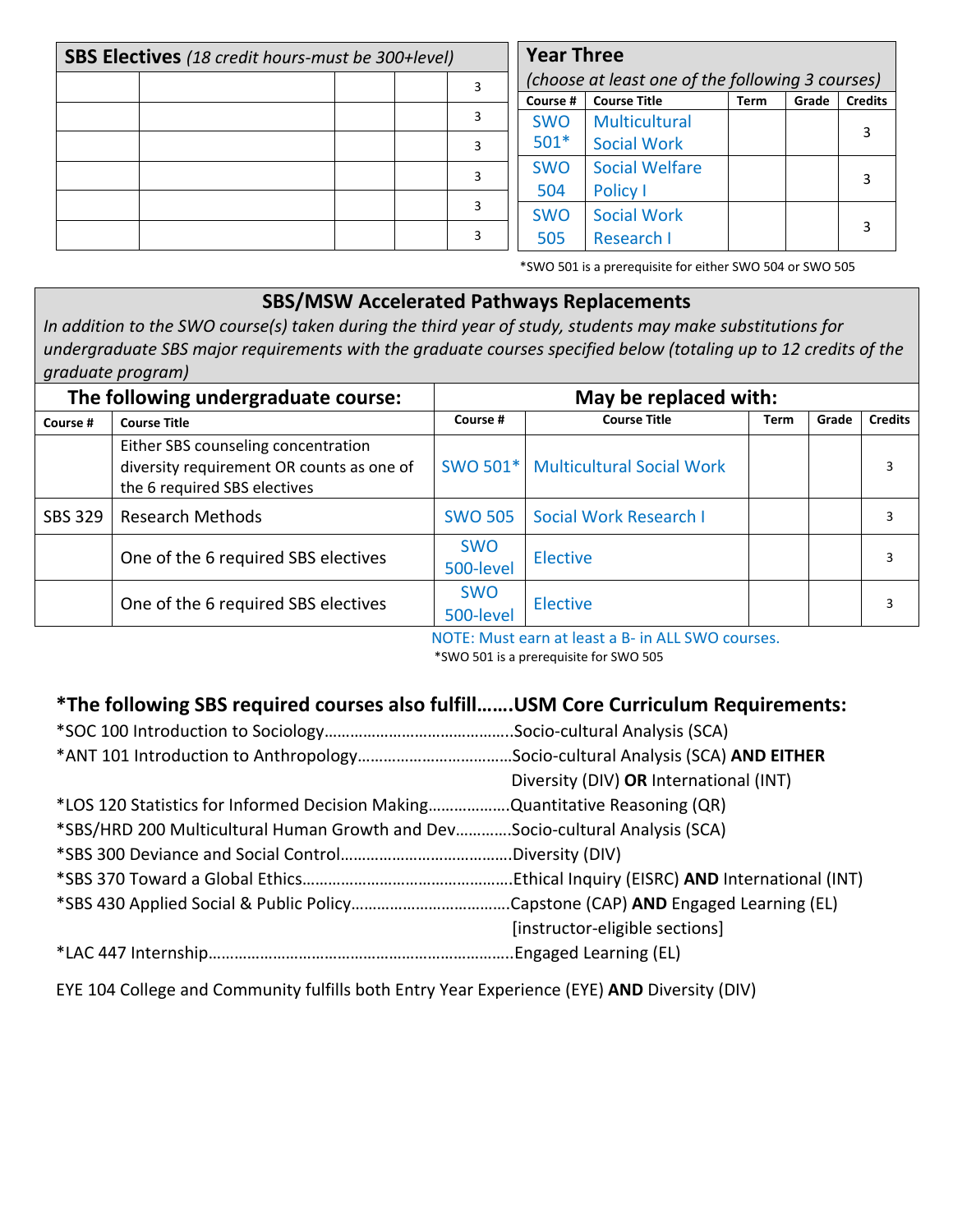| **SBS Electives** *(18 credit hours-must be 300+level)* | | | | |
|---|---|---|---|---|
| | | | | 3 |
| | | | | 3 |
| | | | | 3 |
| | | | | 3 |
| | | | | 3 |
| | | | | 3 |

**Year Three**

*(choose at least one of the following 3 courses)*

| Course # | Course Title | Term | Grade | Credits |
|---|---|---|---|---|
| SWO 501* | Multicultural Social Work | | | 3 |
| SWO 504 | Social Welfare Policy I | | | 3 |
| SWO 505 | Social Work Research I | | | 3 |

*SWO 501 is a prerequisite for either SWO 504 or SWO 505

## SBS/MSW Accelerated Pathways Replacements

*In addition to the SWO course(s) taken during the third year of study, students may make substitutions for undergraduate SBS major requirements with the graduate courses specified below (totaling up to 12 credits of the graduate program)*

| The following undergraduate course: | | May be replaced with: | | | | |
|---|---|---|---|---|---|---|
| Course # | Course Title | Course # | Course Title | Term | Grade | Credits |
| | Either SBS counseling concentration diversity requirement OR counts as one of the 6 required SBS electives | SWO 501* | Multicultural Social Work | | | 3 |
| SBS 329 | Research Methods | SWO 505 | Social Work Research I | | | 3 |
| | One of the 6 required SBS electives | SWO 500-level | Elective | | | 3 |
| | One of the 6 required SBS electives | SWO 500-level | Elective | | | 3 |

NOTE: Must earn at least a B- in ALL SWO courses.

*SWO 501 is a prerequisite for SWO 505

### *The following SBS required courses also fulfill…….USM Core Curriculum Requirements:

*SOC 100 Introduction to Sociology……………………………………..Socio-cultural Analysis (SCA)
*ANT 101 Introduction to Anthropology………………………………Socio-cultural Analysis (SCA) **AND EITHER** Diversity (DIV) **OR** International (INT)
*LOS 120 Statistics for Informed Decision Making……………….Quantitative Reasoning (QR)
*SBS/HRD 200 Multicultural Human Growth and Dev…………Socio-cultural Analysis (SCA)
*SBS 300 Deviance and Social Control…………………………………Diversity (DIV)
*SBS 370 Toward a Global Ethics…………………………………………Ethical Inquiry (EISRC) **AND** International (INT)
*SBS 430 Applied Social & Public Policy………………………………Capstone (CAP) **AND** Engaged Learning (EL) [instructor-eligible sections]
*LAC 447 Internship……………………………………………………………..Engaged Learning (EL)

EYE 104 College and Community fulfills both Entry Year Experience (EYE) **AND** Diversity (DIV)